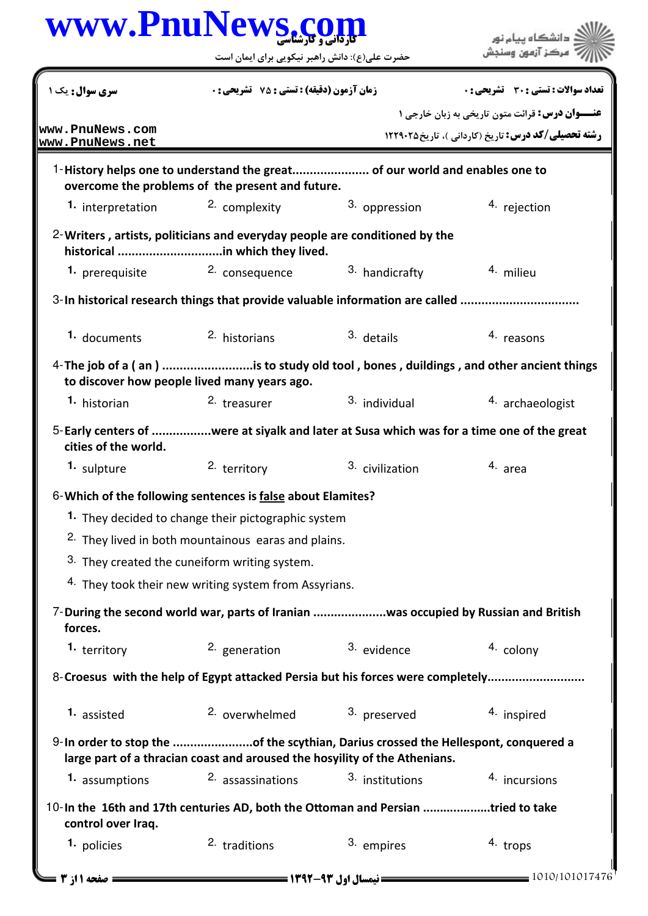| سری سوال: یک ۱ | زمان آزمون (دقیقه) : تستی : ۷۵ تشریحی : ۰ | تعداد سوالات : تستی : ۳۰ تشریحی : ۰ |
|---|---|---|

**عنـــوان درس:** قرائت متون تاریخی به زبان خارجی ۱

**رشته تحصیلی/کد درس:** تاریخ (کاردانی )، تاریخ۱۲۲۹۰۲۵

1- **History helps one to understand the great...................... of our world and enables one to overcome the problems of the present and future.**

1. interpretation
2. complexity
3. oppression
4. rejection

2- **Writers , artists, politicians and everyday people are conditioned by the historical ..............................in which they lived.**

1. prerequisite
2. consequence
3. handicrafty
4. milieu

3- **In historical research things that provide valuable information are called .................................**

1. documents
2. historians
3. details
4. reasons

4- **The job of a ( an ) ..........................is to study old tool , bones , duildings , and other ancient things to discover how people lived many years ago.**

1. historian
2. treasurer
3. individual
4. archaeologist

5- **Early centers of .................were at siyalk and later at Susa which was for a time one of the great cities of the world.**

1. sulpture
2. territory
3. civilization
4. area

6- **Which of the following sentences is false about Elamites?**

1. They decided to change their pictographic system
2. They lived in both mountainous earas and plains.
3. They created the cuneiform writing system.
4. They took their new writing system from Assyrians.

7- **During the second world war, parts of Iranian .....................was occupied by Russian and British forces.**

1. territory
2. generation
3. evidence
4. colony

8- **Croesus with the help of Egypt attacked Persia but his forces were completely...........................**

1. assisted
2. overwhelmed
3. preserved
4. inspired

9- **In order to stop the .......................of the scythian, Darius crossed the Hellespont, conquered a large part of a thracian coast and aroused the hosyility of the Athenians.**

1. assumptions
2. assassinations
3. institutions
4. incursions

10- **In the 16th and 17th centuries AD, both the Ottoman and Persian ...................tried to take control over Iraq.**

1. policies
2. traditions
3. empires
4. trops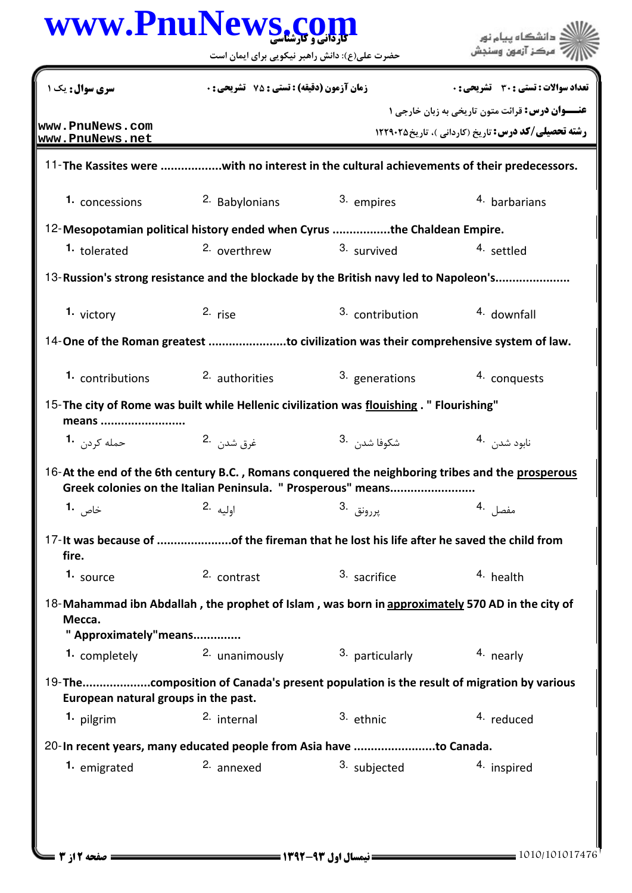سری سوال: یک ۱ | زمان آزمون (دقیقه) : تستی : ۷۵ تشریحی : ۰ | تعداد سوالات : تستی : ۳۰ تشریحی : ۰

**عنـــوان درس:** قرائت متون تاریخی به زبان خارجی ۱

**رشته تحصیلی/کد درس:** تاریخ (کاردانی )، تاریخ۱۲۲۹۰۲۵

11-**The Kassites were .................with no interest in the cultural achievements of their predecessors.**

1. concessions
2. Babylonians
3. empires
4. barbarians

12-**Mesopotamian political history ended when Cyrus ................the Chaldean Empire.**

1. tolerated
2. overthrew
3. survived
4. settled

13-**Russion's strong resistance and the blockade by the British navy led to Napoleon's.....................**

1. victory
2. rise
3. contribution
4. downfall

14-**One of the Roman greatest ......................to civilization was their comprehensive system of law.**

1. contributions
2. authorities
3. generations
4. conquests

15-**The city of Rome was built while Hellenic civilization was flouishing . " Flourishing" means ........................**

1. حمله کردن
2. غرق شدن
3. شکوفا شدن
4. نابود شدن

16-**At the end of the 6th century B.C. , Romans conquered the neighboring tribes and the prosperous Greek colonies on the Italian Peninsula. " Prosperous" means........................**

1. خاص
2. اولیه
3. پررونق
4. مفصل

17-**It was because of .....................of the fireman that he lost his life after he saved the child from fire.**

1. source
2. contrast
3. sacrifice
4. health

18-**Mahammad ibn Abdallah , the prophet of Islam , was born in approximately 570 AD in the city of Mecca. " Approximately"means.............**

1. completely
2. unanimously
3. particularly
4. nearly

19-**The...................composition of Canada's present population is the result of migration by various European natural groups in the past.**

1. pilgrim
2. internal
3. ethnic
4. reduced

20-**In recent years, many educated people from Asia have .......................to Canada.**

1. emigrated
2. annexed
3. subjected
4. inspired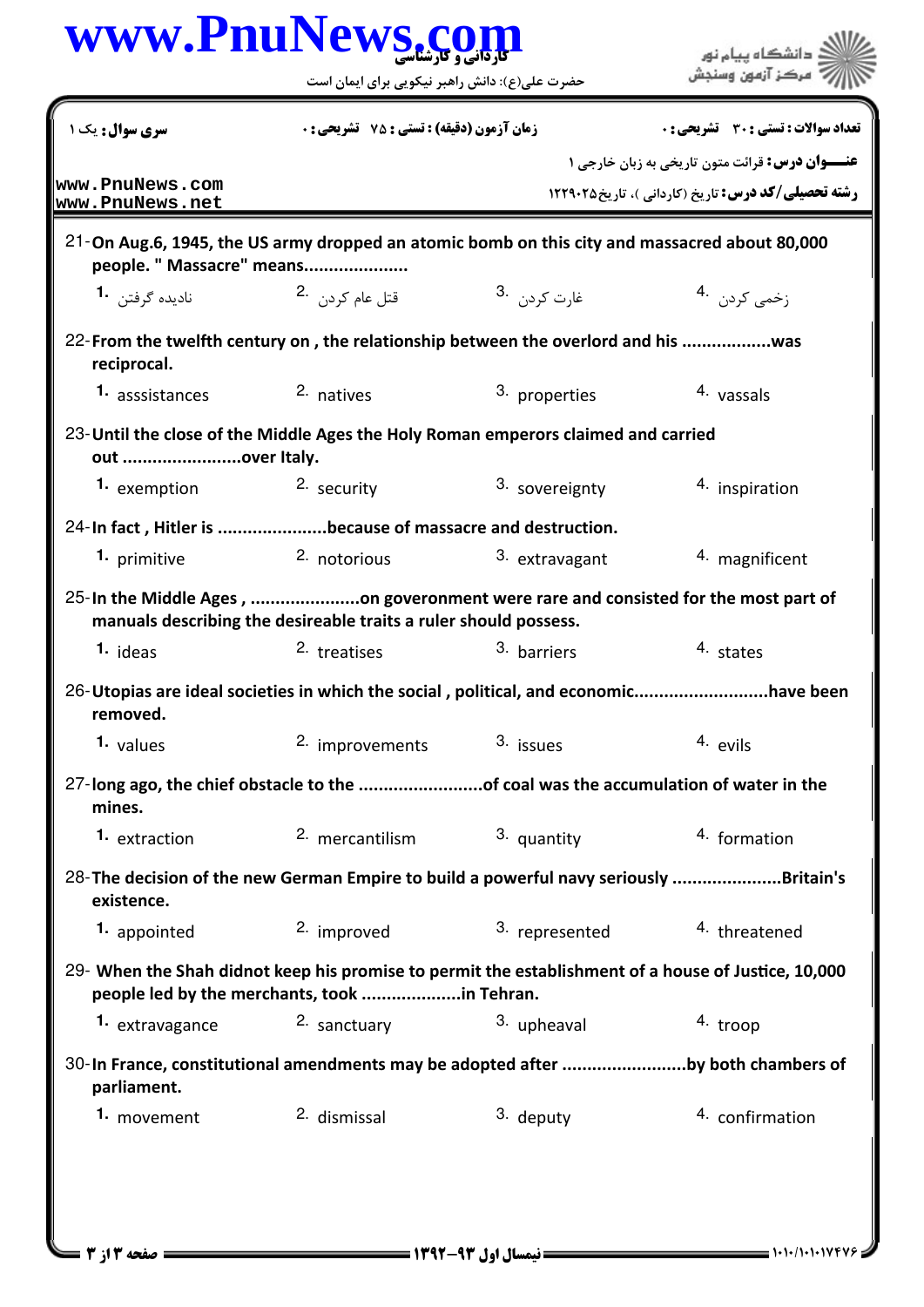21- On Aug.6, 1945, the US army dropped an atomic bomb on this city and massacred about 80,000 people. " Massacre" means.....................

1. نادیده گرفتن
2. قتل عام کردن
3. غارت کردن
4. زخمی کردن

22- From the twelfth century on , the relationship between the overlord and his .................was reciprocal.

1. asssistances
2. natives
3. properties
4. vassals

23- Until the close of the Middle Ages the Holy Roman emperors claimed and carried out ........................over Italy.

1. exemption
2. security
3. sovereignty
4. inspiration

24- In fact , Hitler is ......................because of massacre and destruction.

1. primitive
2. notorious
3. extravagant
4. magnificent

25- In the Middle Ages , ......................on goveronment were rare and consisted for the most part of manuals describing the desireable traits a ruler should possess.

1. ideas
2. treatises
3. barriers
4. states

26- Utopias are ideal societies in which the social , political, and economic..........................have been removed.

1. values
2. improvements
3. issues
4. evils

27- long ago, the chief obstacle to the .........................of coal was the accumulation of water in the mines.

1. extraction
2. mercantilism
3. quantity
4. formation

28- The decision of the new German Empire to build a powerful navy seriously .....................Britain's existence.

1. appointed
2. improved
3. represented
4. threatened

29- When the Shah didnot keep his promise to permit the establishment of a house of Justice, 10,000 people led by the merchants, took ....................in Tehran.

1. extravagance
2. sanctuary
3. upheaval
4. troop

30- In France, constitutional amendments may be adopted after ........................by both chambers of parliament.

1. movement
2. dismissal
3. deputy
4. confirmation